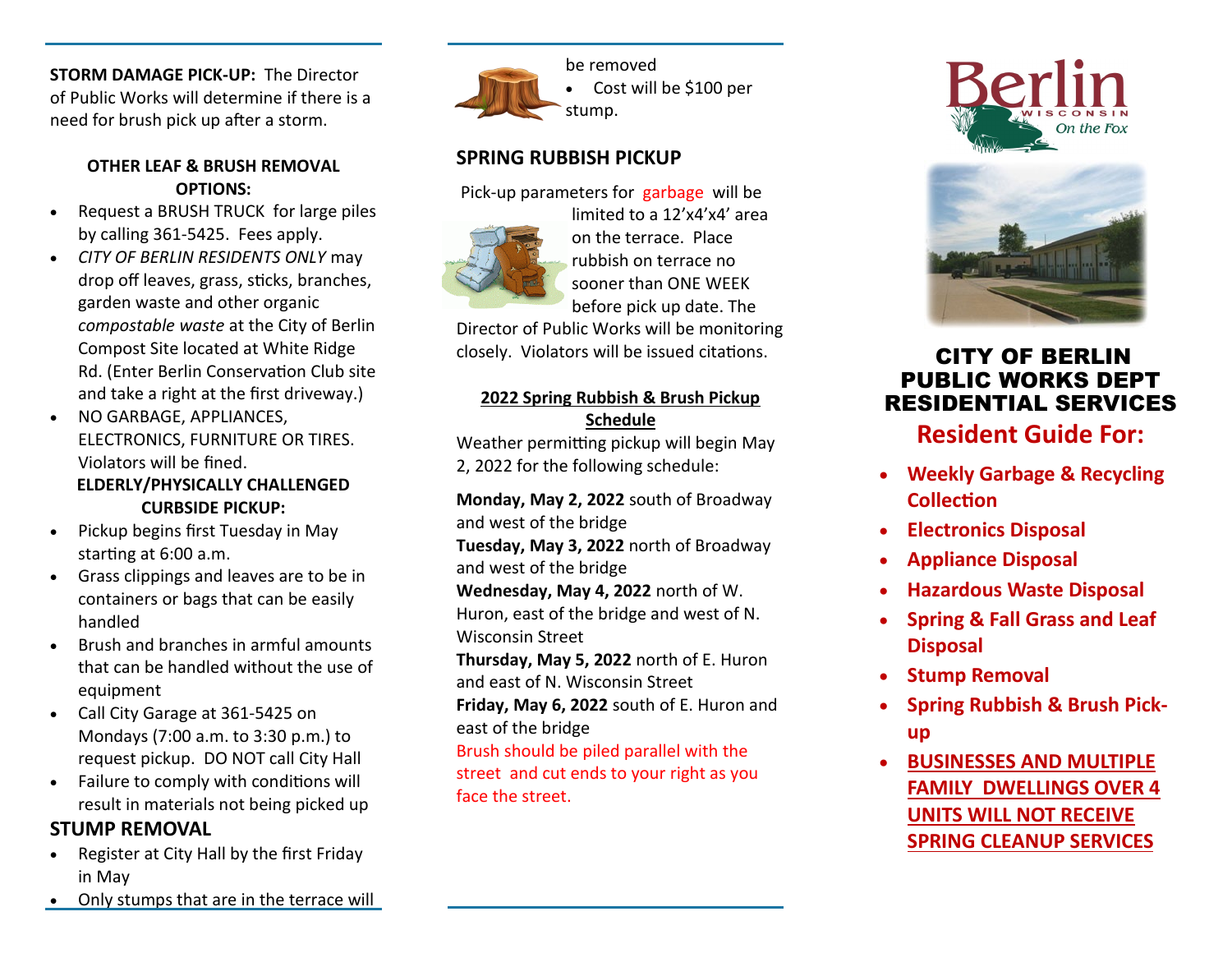**STORM DAMAGE PICK-UP:** The Director of Public Works will determine if there is a need for brush pick up after a storm.

**OTHER LEAF & BRUSH REMOVAL OPTIONS:**

- Request a BRUSH TRUCK for large piles by calling 361-5425. Fees apply.
- *CITY OF BERLIN RESIDENTS ONLY* may drop off leaves, grass, sticks, branches, garden waste and other organic *compostable waste* at the City of Berlin Compost Site located at White Ridge Rd. (Enter Berlin Conservation Club site and take a right at the first driveway.)
- NO GARBAGE, APPLIANCES, ELECTRONICS, FURNITURE OR TIRES. Violators will be fined.

**ELDERLY/PHYSICALLY CHALLENGED CURBSIDE PICKUP:**

- Pickup begins first Tuesday in May starting at 6:00 a.m.
- Grass clippings and leaves are to be in containers or bags that can be easily handled
- Brush and branches in armful amounts that can be handled without the use of equipment
- Call City Garage at 361-5425 on Mondays (7:00 a.m. to 3:30 p.m.) to request pickup. DO NOT call City Hall
- Failure to comply with conditions will result in materials not being picked up

## STUMP REMOVAL

- Register at City Hall by the first Friday in May
- Only stumps that are in the terrace will be removed
- Cost will be $100 per stump.

## SPRING RUBBISH PICKUP

Pick-up parameters for garbage will be limited to a 12'x4'x4' area on the terrace. Place rubbish on terrace no sooner than ONE WEEK before pick up date. The Director of Public Works will be monitoring closely. Violators will be issued citations.

**2022 Spring Rubbish & Brush Pickup Schedule**

Weather permitting pickup will begin May 2, 2022 for the following schedule:

**Monday, May 2, 2022** south of Broadway and west of the bridge
**Tuesday, May 3, 2022** north of Broadway and west of the bridge
**Wednesday, May 4, 2022** north of W. Huron, east of the bridge and west of N. Wisconsin Street
**Thursday, May 5, 2022** north of E. Huron and east of N. Wisconsin Street
**Friday, May 6, 2022** south of E. Huron and east of the bridge

Brush should be piled parallel with the street and cut ends to your right as you face the street.

Berlin WISCONSIN On the Fox

# CITY OF BERLIN PUBLIC WORKS DEPT RESIDENTIAL SERVICES

## Resident Guide For:

- **Weekly Garbage & Recycling Collection**
- **Electronics Disposal**
- **Appliance Disposal**
- **Hazardous Waste Disposal**
- **Spring & Fall Grass and Leaf Disposal**
- **Stump Removal**
- **Spring Rubbish & Brush Pick-up**
- **BUSINESSES AND MULTIPLE FAMILY DWELLINGS OVER 4 UNITS WILL NOT RECEIVE SPRING CLEANUP SERVICES**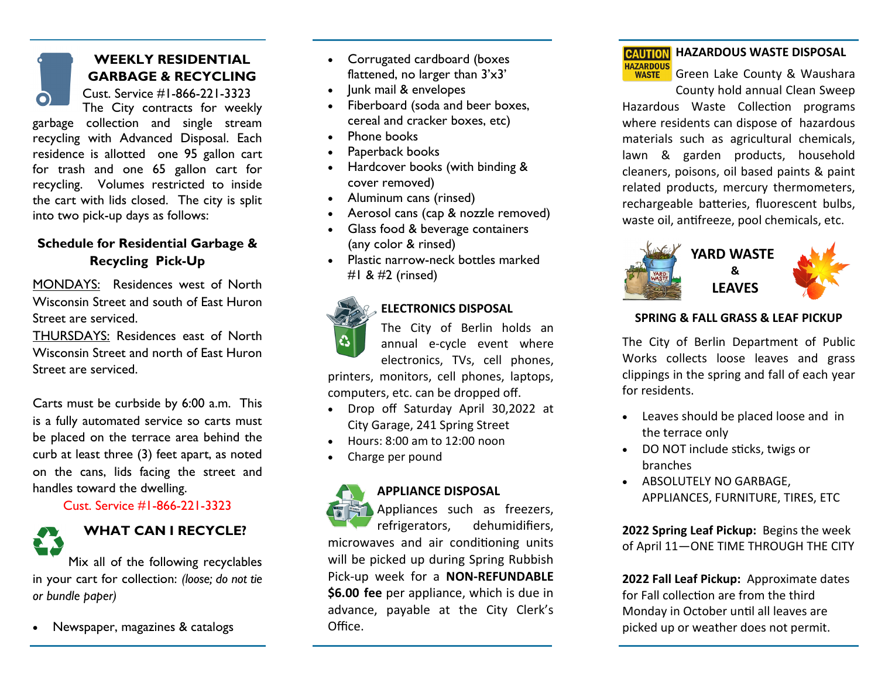## WEEKLY RESIDENTIAL GARBAGE & RECYCLING

Cust. Service #1-866-221-3323

The City contracts for weekly garbage collection and single stream recycling with Advanced Disposal. Each residence is allotted one 95 gallon cart for trash and one 65 gallon cart for recycling. Volumes restricted to inside the cart with lids closed. The city is split into two pick-up days as follows:

### Schedule for Residential Garbage & Recycling Pick-Up

MONDAYS: Residences west of North Wisconsin Street and south of East Huron Street are serviced.

THURSDAYS: Residences east of North Wisconsin Street and north of East Huron Street are serviced.

Carts must be curbside by 6:00 a.m. This is a fully automated service so carts must be placed on the terrace area behind the curb at least three (3) feet apart, as noted on the cans, lids facing the street and handles toward the dwelling.

Cust. Service #1-866-221-3323

## WHAT CAN I RECYCLE?

Mix all of the following recyclables in your cart for collection: *(loose; do not tie or bundle paper)*

- Newspaper, magazines & catalogs
- Corrugated cardboard (boxes flattened, no larger than 3'x3'
- Junk mail & envelopes
- Fiberboard (soda and beer boxes, cereal and cracker boxes, etc)
- Phone books
- Paperback books
- Hardcover books (with binding & cover removed)
- Aluminum cans (rinsed)
- Aerosol cans (cap & nozzle removed)
- Glass food & beverage containers (any color & rinsed)
- Plastic narrow-neck bottles marked #1 & #2 (rinsed)

## ELECTRONICS DISPOSAL

The City of Berlin holds an annual e-cycle event where electronics, TVs, cell phones, printers, monitors, cell phones, laptops, computers, etc. can be dropped off.

- Drop off Saturday April 30,2022 at City Garage, 241 Spring Street
- Hours: 8:00 am to 12:00 noon
- Charge per pound

## APPLIANCE DISPOSAL

Appliances such as freezers, refrigerators, dehumidifiers, microwaves and air conditioning units will be picked up during Spring Rubbish Pick-up week for a **NON-REFUNDABLE $6.00 fee** per appliance, which is due in advance, payable at the City Clerk's Office.

## HAZARDOUS WASTE DISPOSAL

Green Lake County & Waushara County hold annual Clean Sweep Hazardous Waste Collection programs where residents can dispose of hazardous materials such as agricultural chemicals, lawn & garden products, household cleaners, poisons, oil based paints & paint related products, mercury thermometers, rechargeable batteries, fluorescent bulbs, waste oil, antifreeze, pool chemicals, etc.

## YARD WASTE & LEAVES

### SPRING & FALL GRASS & LEAF PICKUP

The City of Berlin Department of Public Works collects loose leaves and grass clippings in the spring and fall of each year for residents.

- Leaves should be placed loose and in the terrace only
- DO NOT include sticks, twigs or branches
- ABSOLUTELY NO GARBAGE, APPLIANCES, FURNITURE, TIRES, ETC

**2022 Spring Leaf Pickup:** Begins the week of April 11—ONE TIME THROUGH THE CITY

**2022 Fall Leaf Pickup:** Approximate dates for Fall collection are from the third Monday in October until all leaves are picked up or weather does not permit.